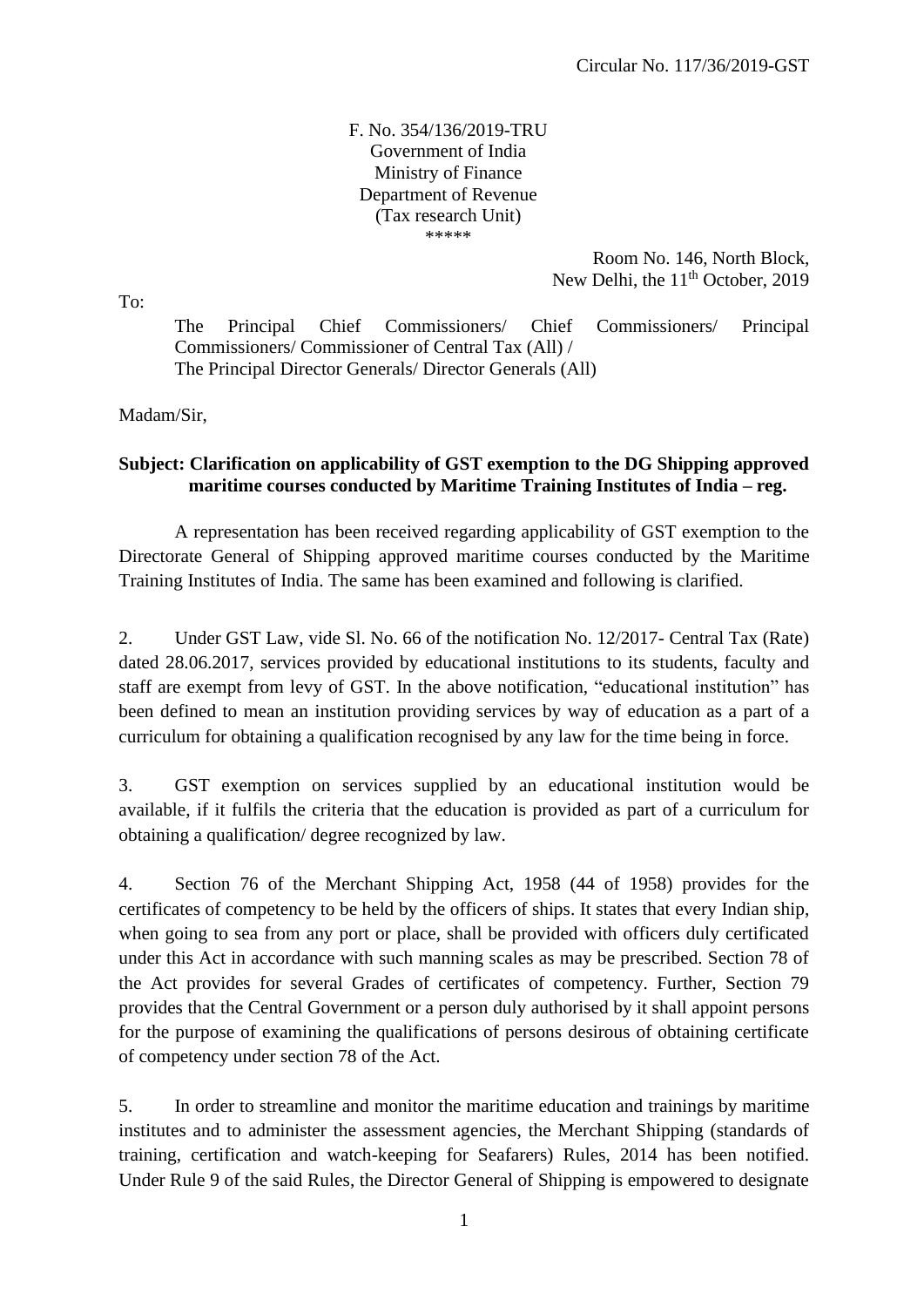Circular No. 117/36/2019-GST

F. No. 354/136/2019-TRU
Government of India
Ministry of Finance
Department of Revenue
(Tax research Unit)
\*\*\*\*\*

Room No. 146, North Block,
New Delhi, the 11th October, 2019

To:

The Principal Chief Commissioners/ Chief Commissioners/ Principal Commissioners/ Commissioner of Central Tax (All) /
The Principal Director Generals/ Director Generals (All)

Madam/Sir,

**Subject: Clarification on applicability of GST exemption to the DG Shipping approved maritime courses conducted by Maritime Training Institutes of India – reg.**

A representation has been received regarding applicability of GST exemption to the Directorate General of Shipping approved maritime courses conducted by the Maritime Training Institutes of India. The same has been examined and following is clarified.

2. Under GST Law, vide Sl. No. 66 of the notification No. 12/2017- Central Tax (Rate) dated 28.06.2017, services provided by educational institutions to its students, faculty and staff are exempt from levy of GST. In the above notification, "educational institution" has been defined to mean an institution providing services by way of education as a part of a curriculum for obtaining a qualification recognised by any law for the time being in force.

3. GST exemption on services supplied by an educational institution would be available, if it fulfils the criteria that the education is provided as part of a curriculum for obtaining a qualification/ degree recognized by law.

4. Section 76 of the Merchant Shipping Act, 1958 (44 of 1958) provides for the certificates of competency to be held by the officers of ships. It states that every Indian ship, when going to sea from any port or place, shall be provided with officers duly certificated under this Act in accordance with such manning scales as may be prescribed. Section 78 of the Act provides for several Grades of certificates of competency. Further, Section 79 provides that the Central Government or a person duly authorised by it shall appoint persons for the purpose of examining the qualifications of persons desirous of obtaining certificate of competency under section 78 of the Act.

5. In order to streamline and monitor the maritime education and trainings by maritime institutes and to administer the assessment agencies, the Merchant Shipping (standards of training, certification and watch-keeping for Seafarers) Rules, 2014 has been notified. Under Rule 9 of the said Rules, the Director General of Shipping is empowered to designate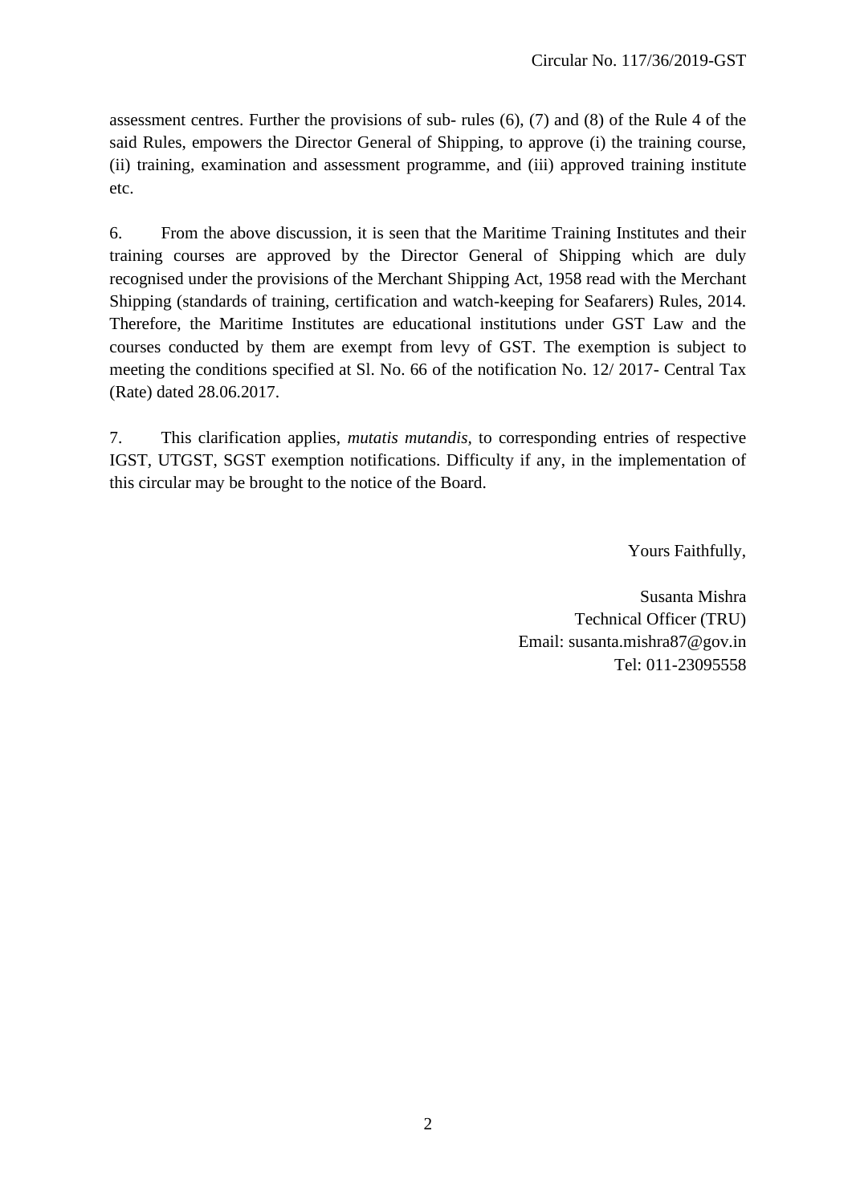assessment centres. Further the provisions of sub- rules (6), (7) and (8) of the Rule 4 of the said Rules, empowers the Director General of Shipping, to approve (i) the training course, (ii) training, examination and assessment programme, and (iii) approved training institute etc.

6. From the above discussion, it is seen that the Maritime Training Institutes and their training courses are approved by the Director General of Shipping which are duly recognised under the provisions of the Merchant Shipping Act, 1958 read with the Merchant Shipping (standards of training, certification and watch-keeping for Seafarers) Rules, 2014. Therefore, the Maritime Institutes are educational institutions under GST Law and the courses conducted by them are exempt from levy of GST. The exemption is subject to meeting the conditions specified at Sl. No. 66 of the notification No. 12/ 2017- Central Tax (Rate) dated 28.06.2017.

7. This clarification applies, *mutatis mutandis*, to corresponding entries of respective IGST, UTGST, SGST exemption notifications. Difficulty if any, in the implementation of this circular may be brought to the notice of the Board.

Yours Faithfully,

Susanta Mishra
Technical Officer (TRU)
Email: susanta.mishra87@gov.in
Tel: 011-23095558